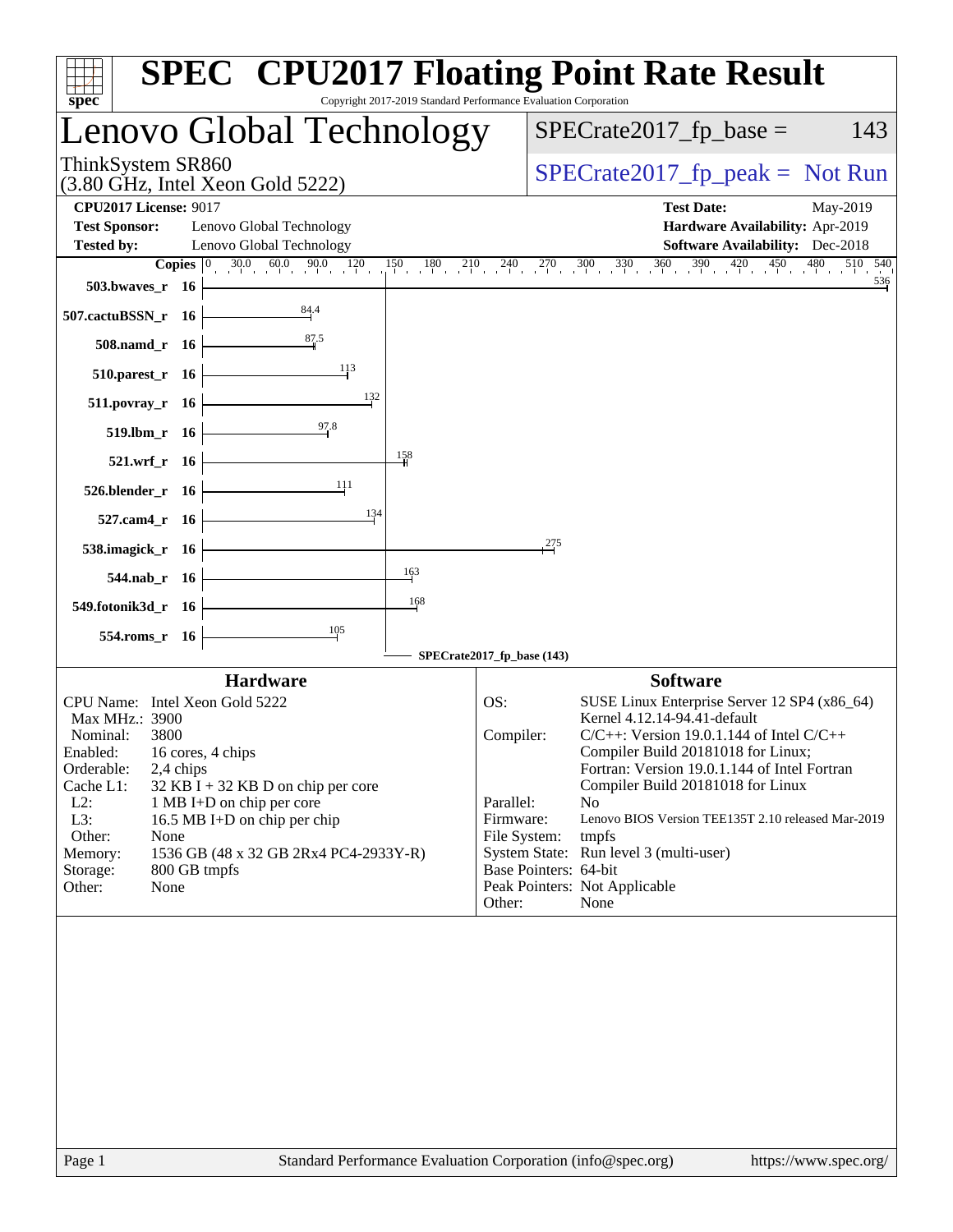# SPEC® CPU2017 Floating Point Rate Result

Copyright 2017-2019 Standard Performance Evaluation Corporation

## Lenovo Global Technology

ThinkSystem SR860
(3.80 GHz, Intel Xeon Gold 5222)

SPECrate2017_fp_base = 143

SPECrate2017_fp_peak = Not Run

**CPU2017 License:** 9017
**Test Sponsor:** Lenovo Global Technology
**Tested by:** Lenovo Global Technology

**Test Date:** May-2019
**Hardware Availability:** Apr-2019
**Software Availability:** Dec-2018

| Benchmark | Copies | SPECrate2017_fp_base |
|---|---|---|
| 503.bwaves_r | 16 | 536 |
| 507.cactuBSSN_r | 16 | 84.4 |
| 508.namd_r | 16 | 87.5 |
| 510.parest_r | 16 | 113 |
| 511.povray_r | 16 | 132 |
| 519.lbm_r | 16 | 97.8 |
| 521.wrf_r | 16 | 158 |
| 526.blender_r | 16 | 111 |
| 527.cam4_r | 16 | 134 |
| 538.imagick_r | 16 | 275 |
| 544.nab_r | 16 | 163 |
| 549.fotonik3d_r | 16 | 168 |
| 554.roms_r | 16 | 105 |

SPECrate2017_fp_base (143)

### Hardware

| | |
|---|---|
| CPU Name: | Intel Xeon Gold 5222 |
| Max MHz.: | 3900 |
| Nominal: | 3800 |
| Enabled: | 16 cores, 4 chips |
| Orderable: | 2,4 chips |
| Cache L1: | 32 KB I + 32 KB D on chip per core |
| L2: | 1 MB I+D on chip per core |
| L3: | 16.5 MB I+D on chip per chip |
| Other: | None |
| Memory: | 1536 GB (48 x 32 GB 2Rx4 PC4-2933Y-R) |
| Storage: | 800 GB tmpfs |
| Other: | None |

### Software

| | |
|---|---|
| OS: | SUSE Linux Enterprise Server 12 SP4 (x86_64) Kernel 4.12.14-94.41-default |
| Compiler: | C/C++: Version 19.0.1.144 of Intel C/C++ Compiler Build 20181018 for Linux; Fortran: Version 19.0.1.144 of Intel Fortran Compiler Build 20181018 for Linux |
| Parallel: | No |
| Firmware: | Lenovo BIOS Version TEE135T 2.10 released Mar-2019 |
| File System: | tmpfs |
| System State: | Run level 3 (multi-user) |
| Base Pointers: | 64-bit |
| Peak Pointers: | Not Applicable |
| Other: | None |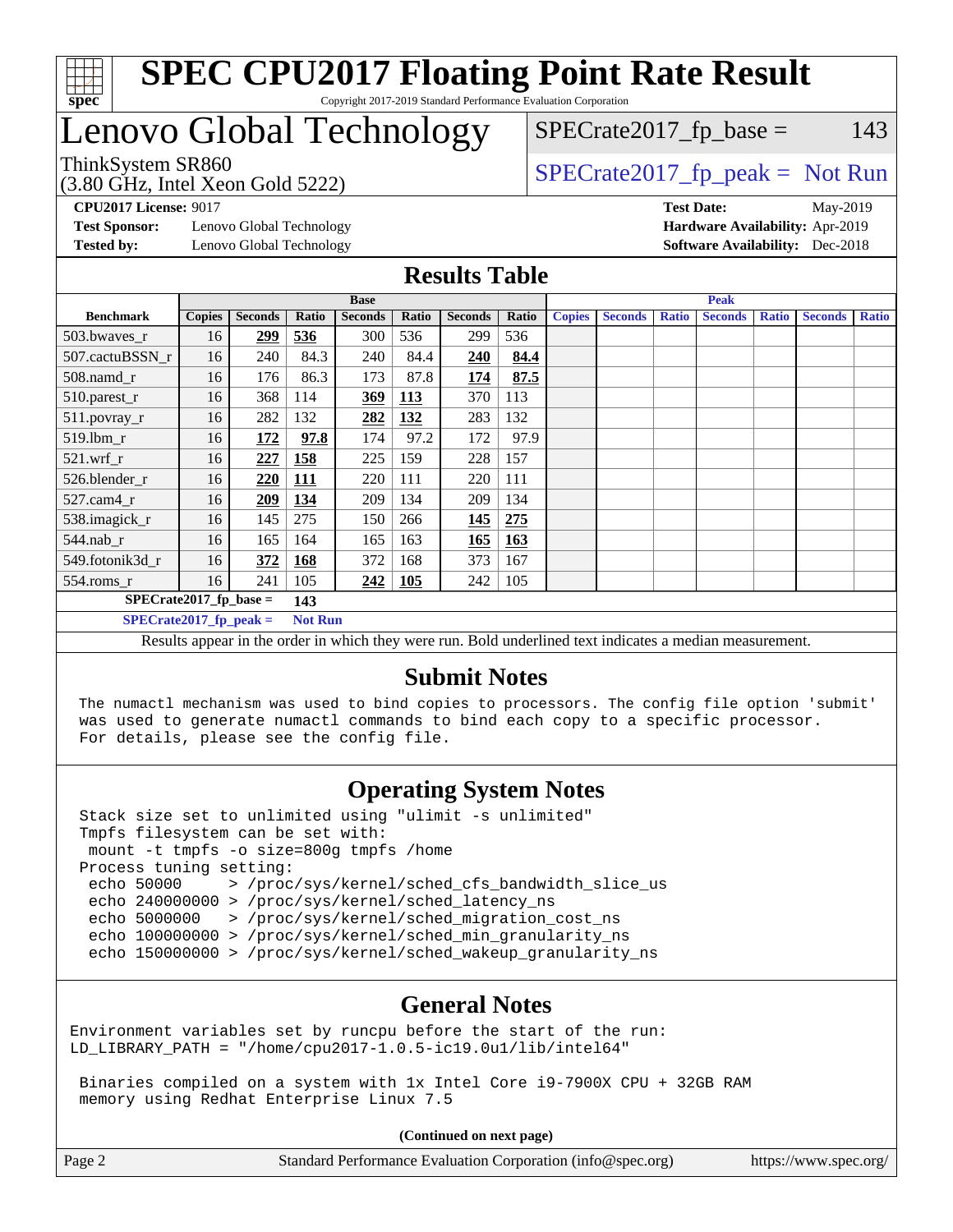# SPEC CPU2017 Floating Point Rate Result

Copyright 2017-2019 Standard Performance Evaluation Corporation

# Lenovo Global Technology

ThinkSystem SR860
(3.80 GHz, Intel Xeon Gold 5222)

SPECrate2017_fp_base = 143

SPECrate2017_fp_peak = Not Run

**CPU2017 License:** 9017
**Test Sponsor:** Lenovo Global Technology
**Tested by:** Lenovo Global Technology

**Test Date:** May-2019
**Hardware Availability:** Apr-2019
**Software Availability:** Dec-2018

## Results Table

| Benchmark | Base | | | | | | | Peak | | | | | | |
|---|---|---|---|---|---|---|---|---|---|---|---|---|---|---|
| | Copies | Seconds | Ratio | Seconds | Ratio | Seconds | Ratio | Copies | Seconds | Ratio | Seconds | Ratio | Seconds | Ratio |
| 503.bwaves_r | 16 | **299** | **536** | 300 | 536 | 299 | 536 | | | | | | | |
| 507.cactuBSSN_r | 16 | 240 | 84.3 | 240 | 84.4 | **240** | **84.4** | | | | | | | |
| 508.namd_r | 16 | 176 | 86.3 | 173 | 87.8 | **174** | **87.5** | | | | | | | |
| 510.parest_r | 16 | 368 | 114 | **369** | **113** | 370 | 113 | | | | | | | |
| 511.povray_r | 16 | 282 | 132 | **282** | **132** | 283 | 132 | | | | | | | |
| 519.lbm_r | 16 | **172** | **97.8** | 174 | 97.2 | 172 | 97.9 | | | | | | | |
| 521.wrf_r | 16 | **227** | **158** | 225 | 159 | 228 | 157 | | | | | | | |
| 526.blender_r | 16 | **220** | **111** | 220 | 111 | 220 | 111 | | | | | | | |
| 527.cam4_r | 16 | **209** | **134** | 209 | 134 | 209 | 134 | | | | | | | |
| 538.imagick_r | 16 | 145 | 275 | 150 | 266 | **145** | **275** | | | | | | | |
| 544.nab_r | 16 | 165 | 164 | 165 | 163 | **165** | **163** | | | | | | | |
| 549.fotonik3d_r | 16 | **372** | **168** | 372 | 168 | 373 | 167 | | | | | | | |
| 554.roms_r | 16 | 241 | 105 | **242** | **105** | 242 | 105 | | | | | | | |

**SPECrate2017_fp_base = 143**

**SPECrate2017_fp_peak = Not Run**

Results appear in the order in which they were run. Bold underlined text indicates a median measurement.

## Submit Notes

```
The numactl mechanism was used to bind copies to processors. The config file option 'submit'
was used to generate numactl commands to bind each copy to a specific processor.
For details, please see the config file.
```

## Operating System Notes

```
Stack size set to unlimited using "ulimit -s unlimited"
Tmpfs filesystem can be set with:
 mount -t tmpfs -o size=800g tmpfs /home
Process tuning setting:
 echo 50000     > /proc/sys/kernel/sched_cfs_bandwidth_slice_us
 echo 240000000 > /proc/sys/kernel/sched_latency_ns
 echo 5000000   > /proc/sys/kernel/sched_migration_cost_ns
 echo 100000000 > /proc/sys/kernel/sched_min_granularity_ns
 echo 150000000 > /proc/sys/kernel/sched_wakeup_granularity_ns
```

## General Notes

```
Environment variables set by runcpu before the start of the run:
LD_LIBRARY_PATH = "/home/cpu2017-1.0.5-ic19.0u1/lib/intel64"

 Binaries compiled on a system with 1x Intel Core i9-7900X CPU + 32GB RAM
 memory using Redhat Enterprise Linux 7.5
```

**(Continued on next page)**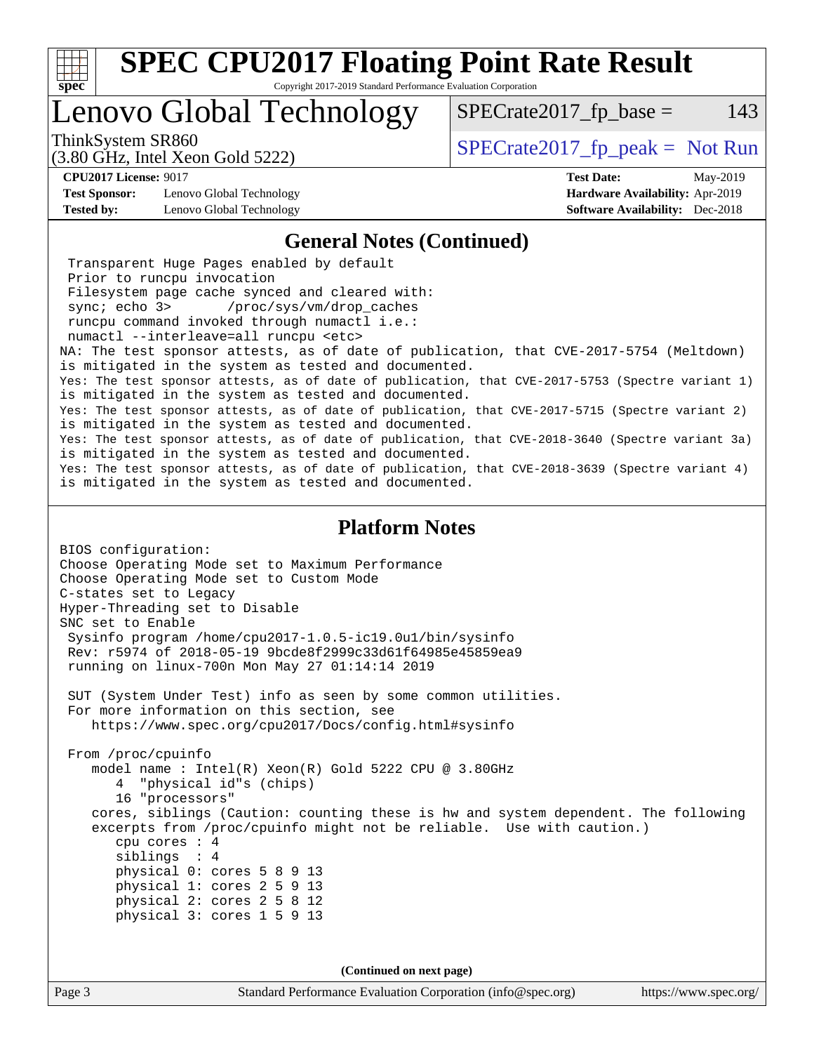# SPEC CPU2017 Floating Point Rate Result

Copyright 2017-2019 Standard Performance Evaluation Corporation

## Lenovo Global Technology

ThinkSystem SR860
(3.80 GHz, Intel Xeon Gold 5222)

SPECrate2017_fp_base = 143

SPECrate2017_fp_peak = Not Run

**CPU2017 License:** 9017
**Test Sponsor:** Lenovo Global Technology
**Tested by:** Lenovo Global Technology

**Test Date:** May-2019
**Hardware Availability:** Apr-2019
**Software Availability:** Dec-2018

### General Notes (Continued)

```
 Transparent Huge Pages enabled by default
 Prior to runcpu invocation
 Filesystem page cache synced and cleared with:
 sync; echo 3>       /proc/sys/vm/drop_caches
 runcpu command invoked through numactl i.e.:
 numactl --interleave=all runcpu <etc>
NA: The test sponsor attests, as of date of publication, that CVE-2017-5754 (Meltdown)
is mitigated in the system as tested and documented.
Yes: The test sponsor attests, as of date of publication, that CVE-2017-5753 (Spectre variant 1)
is mitigated in the system as tested and documented.
Yes: The test sponsor attests, as of date of publication, that CVE-2017-5715 (Spectre variant 2)
is mitigated in the system as tested and documented.
Yes: The test sponsor attests, as of date of publication, that CVE-2018-3640 (Spectre variant 3a)
is mitigated in the system as tested and documented.
Yes: The test sponsor attests, as of date of publication, that CVE-2018-3639 (Spectre variant 4)
is mitigated in the system as tested and documented.
```

### Platform Notes

```
BIOS configuration:
Choose Operating Mode set to Maximum Performance
Choose Operating Mode set to Custom Mode
C-states set to Legacy
Hyper-Threading set to Disable
SNC set to Enable
 Sysinfo program /home/cpu2017-1.0.5-ic19.0u1/bin/sysinfo
 Rev: r5974 of 2018-05-19 9bcde8f2999c33d61f64985e45859ea9
 running on linux-700n Mon May 27 01:14:14 2019

 SUT (System Under Test) info as seen by some common utilities.
 For more information on this section, see
    https://www.spec.org/cpu2017/Docs/config.html#sysinfo

 From /proc/cpuinfo
    model name : Intel(R) Xeon(R) Gold 5222 CPU @ 3.80GHz
       4  "physical id"s (chips)
       16 "processors"
    cores, siblings (Caution: counting these is hw and system dependent. The following
    excerpts from /proc/cpuinfo might not be reliable.  Use with caution.)
       cpu cores : 4
       siblings  : 4
       physical 0: cores 5 8 9 13
       physical 1: cores 2 5 9 13
       physical 2: cores 2 5 8 12
       physical 3: cores 1 5 9 13
```

(Continued on next page)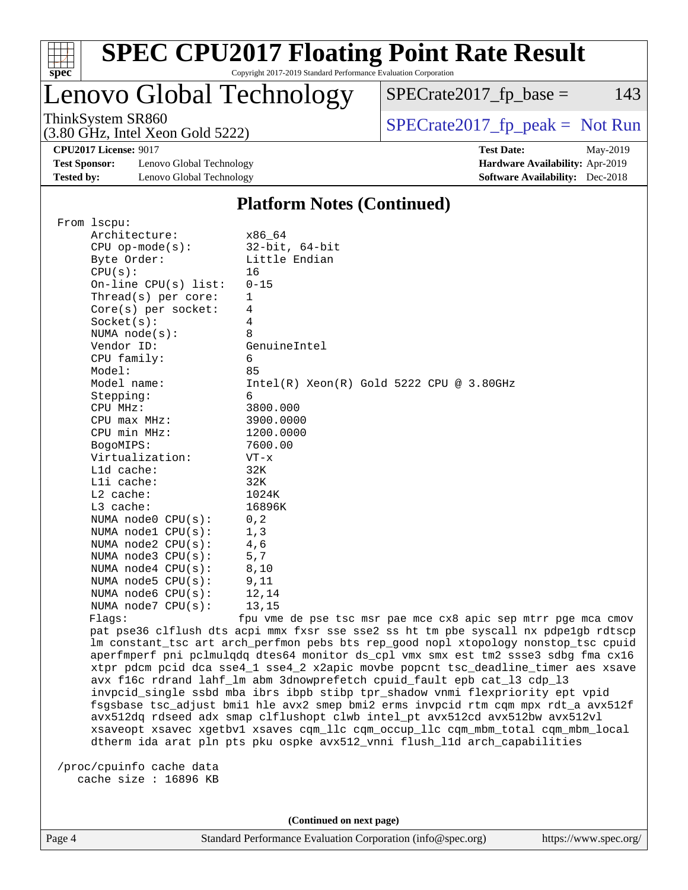## Platform Notes (Continued)

```
From lscpu:
     Architecture:          x86_64
     CPU op-mode(s):        32-bit, 64-bit
     Byte Order:            Little Endian
     CPU(s):                16
     On-line CPU(s) list:   0-15
     Thread(s) per core:    1
     Core(s) per socket:    4
     Socket(s):             4
     NUMA node(s):          8
     Vendor ID:             GenuineIntel
     CPU family:            6
     Model:                 85
     Model name:            Intel(R) Xeon(R) Gold 5222 CPU @ 3.80GHz
     Stepping:              6
     CPU MHz:               3800.000
     CPU max MHz:           3900.0000
     CPU min MHz:           1200.0000
     BogoMIPS:              7600.00
     Virtualization:        VT-x
     L1d cache:             32K
     L1i cache:             32K
     L2 cache:              1024K
     L3 cache:              16896K
     NUMA node0 CPU(s):     0,2
     NUMA node1 CPU(s):     1,3
     NUMA node2 CPU(s):     4,6
     NUMA node3 CPU(s):     5,7
     NUMA node4 CPU(s):     8,10
     NUMA node5 CPU(s):     9,11
     NUMA node6 CPU(s):     12,14
     NUMA node7 CPU(s):     13,15
     Flags:                fpu vme de pse tsc msr pae mce cx8 apic sep mtrr pge mca cmov
     pat pse36 clflush dts acpi mmx fxsr sse sse2 ss ht tm pbe syscall nx pdpe1gb rdtscp
     lm constant_tsc art arch_perfmon pebs bts rep_good nopl xtopology nonstop_tsc cpuid
     aperfmperf pni pclmulqdq dtes64 monitor ds_cpl vmx smx est tm2 ssse3 sdbg fma cx16
     xtpr pdcm pcid dca sse4_1 sse4_2 x2apic movbe popcnt tsc_deadline_timer aes xsave
     avx f16c rdrand lahf_lm abm 3dnowprefetch cpuid_fault epb cat_l3 cdp_l3
     invpcid_single ssbd mba ibrs ibpb stibp tpr_shadow vnmi flexpriority ept vpid
     fsgsbase tsc_adjust bmi1 hle avx2 smep bmi2 erms invpcid rtm cqm mpx rdt_a avx512f
     avx512dq rdseed adx smap clflushopt clwb intel_pt avx512cd avx512bw avx512vl
     xsaveopt xsavec xgetbv1 xsaves cqm_llc cqm_occup_llc cqm_mbm_total cqm_mbm_local
     dtherm ida arat pln pts pku ospke avx512_vnni flush_l1d arch_capabilities

/proc/cpuinfo cache data
   cache size : 16896 KB
```

**(Continued on next page)**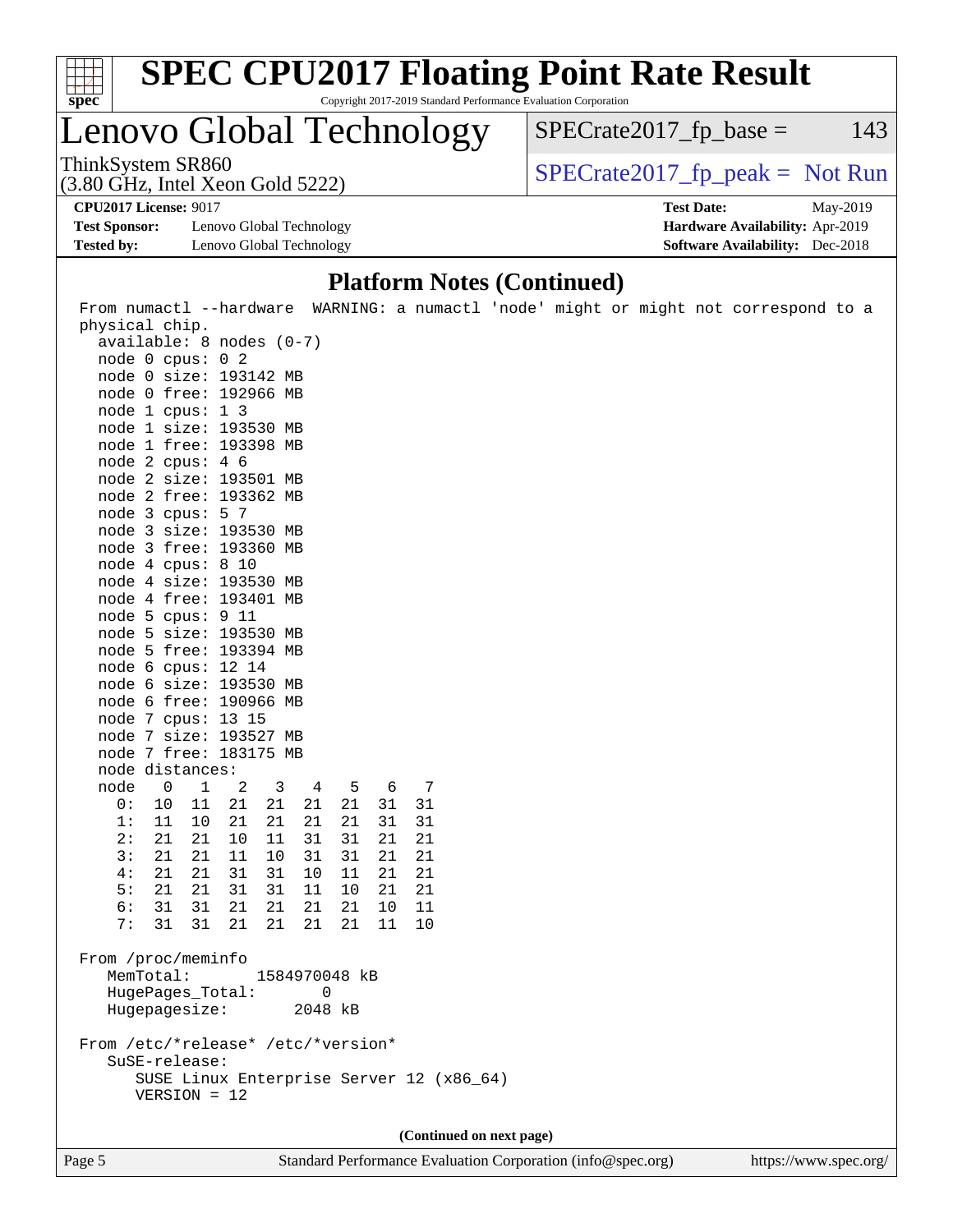# SPEC CPU2017 Floating Point Rate Result

Copyright 2017-2019 Standard Performance Evaluation Corporation

## Lenovo Global Technology

ThinkSystem SR860
(3.80 GHz, Intel Xeon Gold 5222)

SPECrate2017_fp_base = 143

SPECrate2017_fp_peak = Not Run

**CPU2017 License:** 9017
**Test Sponsor:** Lenovo Global Technology
**Tested by:** Lenovo Global Technology

**Test Date:** May-2019
**Hardware Availability:** Apr-2019
**Software Availability:** Dec-2018

### Platform Notes (Continued)

```
From numactl --hardware  WARNING: a numactl 'node' might or might not correspond to a
physical chip.
  available: 8 nodes (0-7)
  node 0 cpus: 0 2
  node 0 size: 193142 MB
  node 0 free: 192966 MB
  node 1 cpus: 1 3
  node 1 size: 193530 MB
  node 1 free: 193398 MB
  node 2 cpus: 4 6
  node 2 size: 193501 MB
  node 2 free: 193362 MB
  node 3 cpus: 5 7
  node 3 size: 193530 MB
  node 3 free: 193360 MB
  node 4 cpus: 8 10
  node 4 size: 193530 MB
  node 4 free: 193401 MB
  node 5 cpus: 9 11
  node 5 size: 193530 MB
  node 5 free: 193394 MB
  node 6 cpus: 12 14
  node 6 size: 193530 MB
  node 6 free: 190966 MB
  node 7 cpus: 13 15
  node 7 size: 193527 MB
  node 7 free: 183175 MB
  node distances:
  node   0   1   2   3   4   5   6   7
    0:  10  11  21  21  21  21  31  31
    1:  11  10  21  21  21  21  31  31
    2:  21  21  10  11  31  31  21  21
    3:  21  21  11  10  31  31  21  21
    4:  21  21  31  31  10  11  21  21
    5:  21  21  31  31  11  10  21  21
    6:  31  31  21  21  21  21  10  11
    7:  31  31  21  21  21  21  11  10

From /proc/meminfo
   MemTotal:       1584970048 kB
   HugePages_Total:       0
   Hugepagesize:       2048 kB

From /etc/*release* /etc/*version*
   SuSE-release:
      SUSE Linux Enterprise Server 12 (x86_64)
      VERSION = 12
```

(Continued on next page)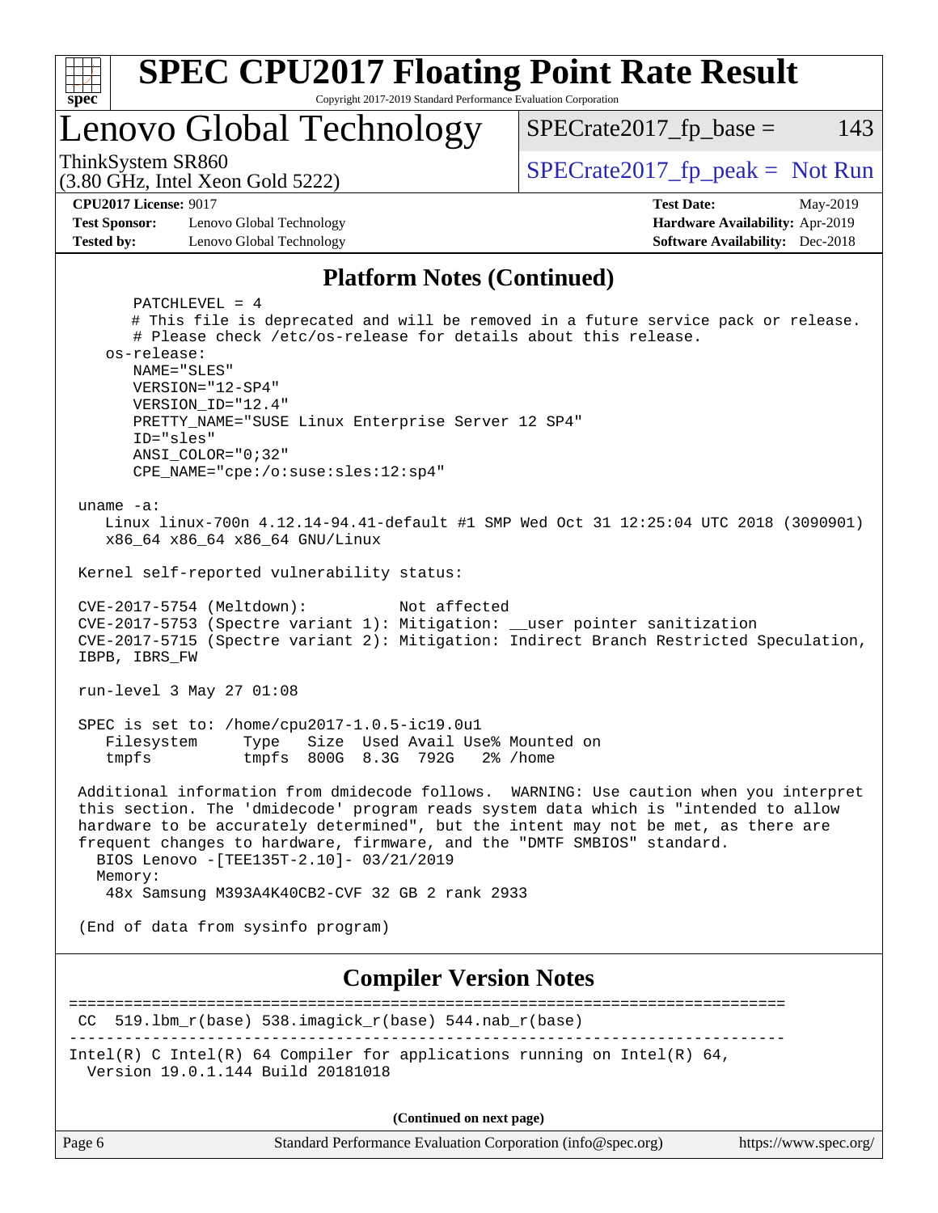# SPEC CPU2017 Floating Point Rate Result

Copyright 2017-2019 Standard Performance Evaluation Corporation

## Lenovo Global Technology

ThinkSystem SR860
(3.80 GHz, Intel Xeon Gold 5222)

SPECrate2017_fp_base = 143

SPECrate2017_fp_peak = Not Run

**CPU2017 License:** 9017
**Test Sponsor:** Lenovo Global Technology
**Tested by:** Lenovo Global Technology

**Test Date:** May-2019
**Hardware Availability:** Apr-2019
**Software Availability:** Dec-2018

## Platform Notes (Continued)

```
       PATCHLEVEL = 4
       # This file is deprecated and will be removed in a future service pack or release.
       # Please check /etc/os-release for details about this release.
    os-release:
       NAME="SLES"
       VERSION="12-SP4"
       VERSION_ID="12.4"
       PRETTY_NAME="SUSE Linux Enterprise Server 12 SP4"
       ID="sles"
       ANSI_COLOR="0;32"
       CPE_NAME="cpe:/o:suse:sles:12:sp4"

 uname -a:
    Linux linux-700n 4.12.14-94.41-default #1 SMP Wed Oct 31 12:25:04 UTC 2018 (3090901)
    x86_64 x86_64 x86_64 GNU/Linux

 Kernel self-reported vulnerability status:

 CVE-2017-5754 (Meltdown):          Not affected
 CVE-2017-5753 (Spectre variant 1): Mitigation: __user pointer sanitization
 CVE-2017-5715 (Spectre variant 2): Mitigation: Indirect Branch Restricted Speculation,
 IBPB, IBRS_FW

 run-level 3 May 27 01:08

 SPEC is set to: /home/cpu2017-1.0.5-ic19.0u1
    Filesystem     Type   Size  Used Avail Use% Mounted on
    tmpfs          tmpfs  800G  8.3G  792G   2% /home

 Additional information from dmidecode follows.  WARNING: Use caution when you interpret
 this section. The 'dmidecode' program reads system data which is "intended to allow
 hardware to be accurately determined", but the intent may not be met, as there are
 frequent changes to hardware, firmware, and the "DMTF SMBIOS" standard.
   BIOS Lenovo -[TEE135T-2.10]- 03/21/2019
   Memory:
    48x Samsung M393A4K40CB2-CVF 32 GB 2 rank 2933

 (End of data from sysinfo program)
```

## Compiler Version Notes

```
==============================================================================
 CC  519.lbm_r(base) 538.imagick_r(base) 544.nab_r(base)
------------------------------------------------------------------------------
Intel(R) C Intel(R) 64 Compiler for applications running on Intel(R) 64,
  Version 19.0.1.144 Build 20181018
```

(Continued on next page)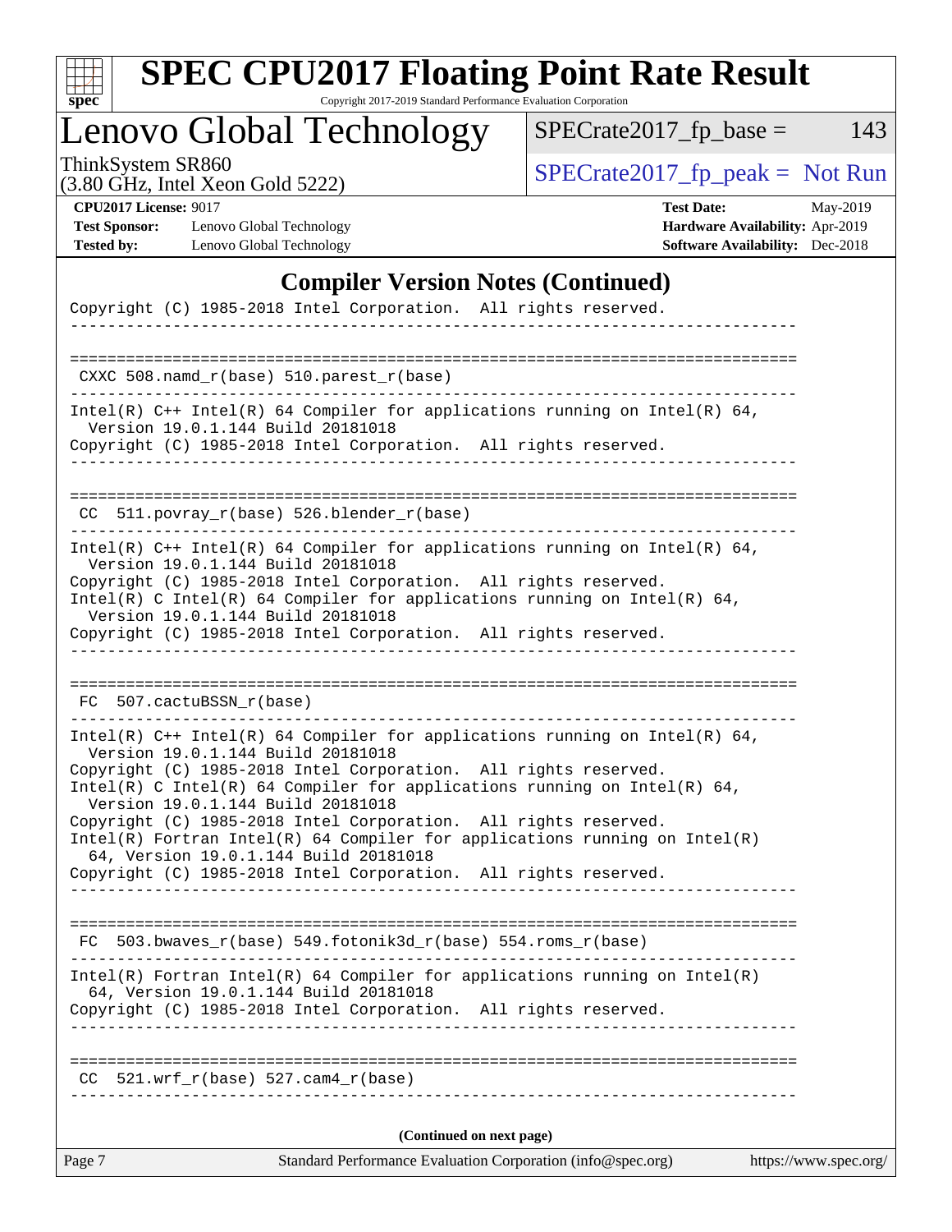## Compiler Version Notes (Continued)

```
Copyright (C) 1985-2018 Intel Corporation.  All rights reserved.
------------------------------------------------------------------------------

==============================================================================
 CXXC 508.namd_r(base) 510.parest_r(base)
------------------------------------------------------------------------------
Intel(R) C++ Intel(R) 64 Compiler for applications running on Intel(R) 64,
  Version 19.0.1.144 Build 20181018
Copyright (C) 1985-2018 Intel Corporation.  All rights reserved.
------------------------------------------------------------------------------

==============================================================================
 CC  511.povray_r(base) 526.blender_r(base)
------------------------------------------------------------------------------
Intel(R) C++ Intel(R) 64 Compiler for applications running on Intel(R) 64,
  Version 19.0.1.144 Build 20181018
Copyright (C) 1985-2018 Intel Corporation.  All rights reserved.
Intel(R) C Intel(R) 64 Compiler for applications running on Intel(R) 64,
  Version 19.0.1.144 Build 20181018
Copyright (C) 1985-2018 Intel Corporation.  All rights reserved.
------------------------------------------------------------------------------

==============================================================================
 FC  507.cactuBSSN_r(base)
------------------------------------------------------------------------------
Intel(R) C++ Intel(R) 64 Compiler for applications running on Intel(R) 64,
  Version 19.0.1.144 Build 20181018
Copyright (C) 1985-2018 Intel Corporation.  All rights reserved.
Intel(R) C Intel(R) 64 Compiler for applications running on Intel(R) 64,
  Version 19.0.1.144 Build 20181018
Copyright (C) 1985-2018 Intel Corporation.  All rights reserved.
Intel(R) Fortran Intel(R) 64 Compiler for applications running on Intel(R)
  64, Version 19.0.1.144 Build 20181018
Copyright (C) 1985-2018 Intel Corporation.  All rights reserved.
------------------------------------------------------------------------------

==============================================================================
 FC  503.bwaves_r(base) 549.fotonik3d_r(base) 554.roms_r(base)
------------------------------------------------------------------------------
Intel(R) Fortran Intel(R) 64 Compiler for applications running on Intel(R)
  64, Version 19.0.1.144 Build 20181018
Copyright (C) 1985-2018 Intel Corporation.  All rights reserved.
------------------------------------------------------------------------------

==============================================================================
 CC  521.wrf_r(base) 527.cam4_r(base)
------------------------------------------------------------------------------
```

**(Continued on next page)**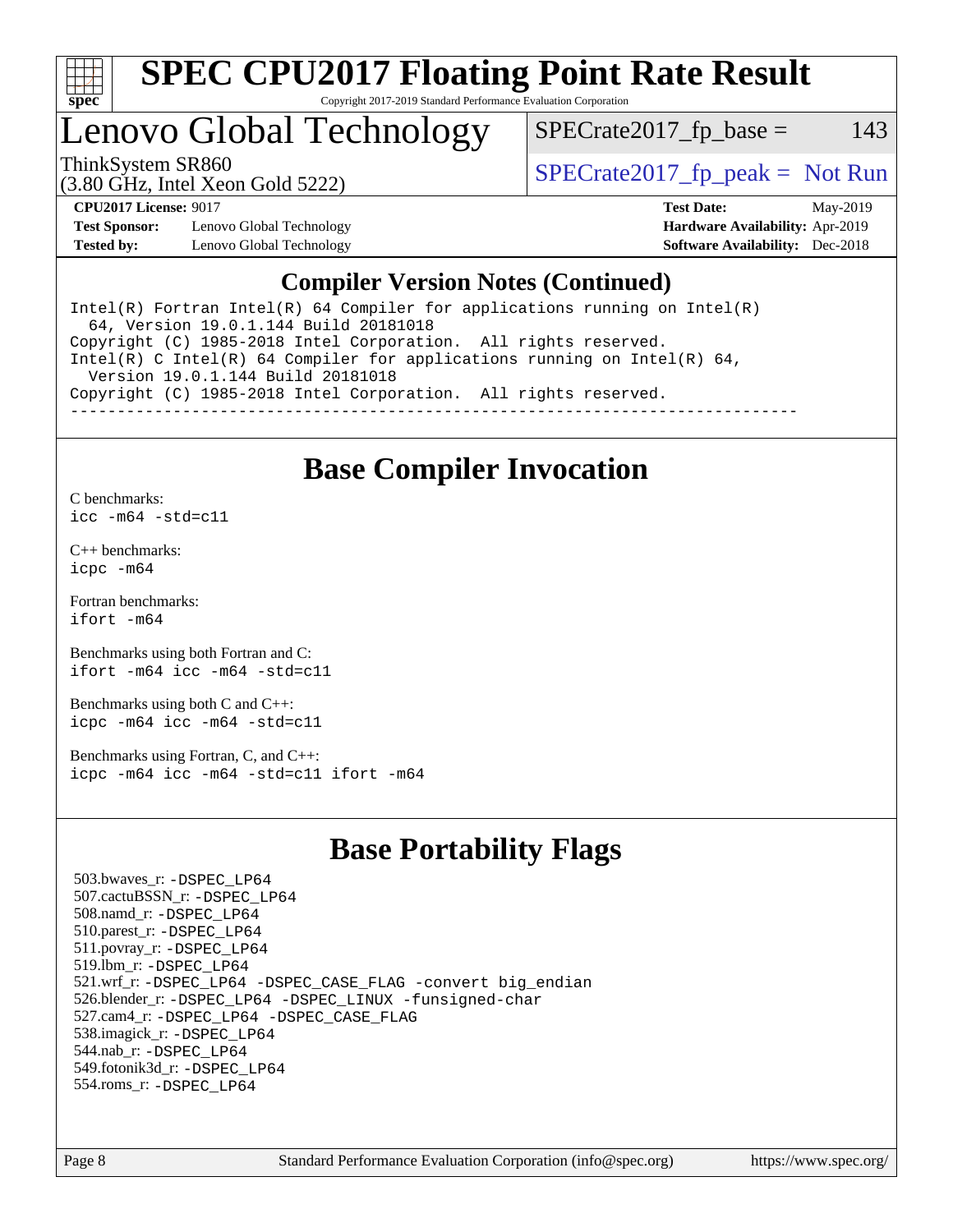# SPEC CPU2017 Floating Point Rate Result

Copyright 2017-2019 Standard Performance Evaluation Corporation

## Lenovo Global Technology

ThinkSystem SR860
(3.80 GHz, Intel Xeon Gold 5222)

SPECrate2017_fp_base = 143

SPECrate2017_fp_peak = Not Run

**CPU2017 License:** 9017
**Test Sponsor:** Lenovo Global Technology
**Tested by:** Lenovo Global Technology

**Test Date:** May-2019
**Hardware Availability:** Apr-2019
**Software Availability:** Dec-2018

### Compiler Version Notes (Continued)

```
Intel(R) Fortran Intel(R) 64 Compiler for applications running on Intel(R)
  64, Version 19.0.1.144 Build 20181018
Copyright (C) 1985-2018 Intel Corporation.  All rights reserved.
Intel(R) C Intel(R) 64 Compiler for applications running on Intel(R) 64,
  Version 19.0.1.144 Build 20181018
Copyright (C) 1985-2018 Intel Corporation.  All rights reserved.
------------------------------------------------------------------------------
```

## Base Compiler Invocation

C benchmarks:
`icc -m64 -std=c11`

C++ benchmarks:
`icpc -m64`

Fortran benchmarks:
`ifort -m64`

Benchmarks using both Fortran and C:
`ifort -m64 icc -m64 -std=c11`

Benchmarks using both C and C++:
`icpc -m64 icc -m64 -std=c11`

Benchmarks using Fortran, C, and C++:
`icpc -m64 icc -m64 -std=c11 ifort -m64`

## Base Portability Flags

503.bwaves_r: -DSPEC_LP64
507.cactuBSSN_r: -DSPEC_LP64
508.namd_r: -DSPEC_LP64
510.parest_r: -DSPEC_LP64
511.povray_r: -DSPEC_LP64
519.lbm_r: -DSPEC_LP64
521.wrf_r: -DSPEC_LP64 -DSPEC_CASE_FLAG -convert big_endian
526.blender_r: -DSPEC_LP64 -DSPEC_LINUX -funsigned-char
527.cam4_r: -DSPEC_LP64 -DSPEC_CASE_FLAG
538.imagick_r: -DSPEC_LP64
544.nab_r: -DSPEC_LP64
549.fotonik3d_r: -DSPEC_LP64
554.roms_r: -DSPEC_LP64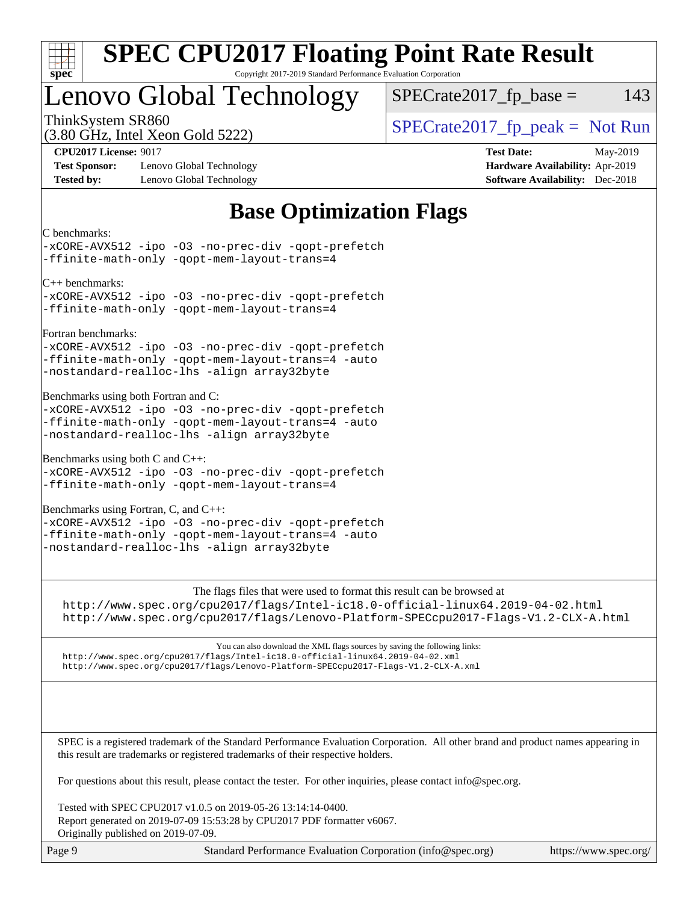# Base Optimization Flags

C benchmarks:

```
-xCORE-AVX512 -ipo -O3 -no-prec-div -qopt-prefetch
-ffinite-math-only -qopt-mem-layout-trans=4
```

C++ benchmarks:

```
-xCORE-AVX512 -ipo -O3 -no-prec-div -qopt-prefetch
-ffinite-math-only -qopt-mem-layout-trans=4
```

Fortran benchmarks:

```
-xCORE-AVX512 -ipo -O3 -no-prec-div -qopt-prefetch
-ffinite-math-only -qopt-mem-layout-trans=4 -auto
-nostandard-realloc-lhs -align array32byte
```

Benchmarks using both Fortran and C:

```
-xCORE-AVX512 -ipo -O3 -no-prec-div -qopt-prefetch
-ffinite-math-only -qopt-mem-layout-trans=4 -auto
-nostandard-realloc-lhs -align array32byte
```

Benchmarks using both C and C++:

```
-xCORE-AVX512 -ipo -O3 -no-prec-div -qopt-prefetch
-ffinite-math-only -qopt-mem-layout-trans=4
```

Benchmarks using Fortran, C, and C++:

```
-xCORE-AVX512 -ipo -O3 -no-prec-div -qopt-prefetch
-ffinite-math-only -qopt-mem-layout-trans=4 -auto
-nostandard-realloc-lhs -align array32byte
```

The flags files that were used to format this result can be browsed at

http://www.spec.org/cpu2017/flags/Intel-ic18.0-official-linux64.2019-04-02.html
http://www.spec.org/cpu2017/flags/Lenovo-Platform-SPECcpu2017-Flags-V1.2-CLX-A.html

You can also download the XML flags sources by saving the following links:

http://www.spec.org/cpu2017/flags/Intel-ic18.0-official-linux64.2019-04-02.xml
http://www.spec.org/cpu2017/flags/Lenovo-Platform-SPECcpu2017-Flags-V1.2-CLX-A.xml

SPEC is a registered trademark of the Standard Performance Evaluation Corporation. All other brand and product names appearing in this result are trademarks or registered trademarks of their respective holders.

For questions about this result, please contact the tester. For other inquiries, please contact info@spec.org.

Tested with SPEC CPU2017 v1.0.5 on 2019-05-26 13:14:14-0400.
Report generated on 2019-07-09 15:53:28 by CPU2017 PDF formatter v6067.
Originally published on 2019-07-09.